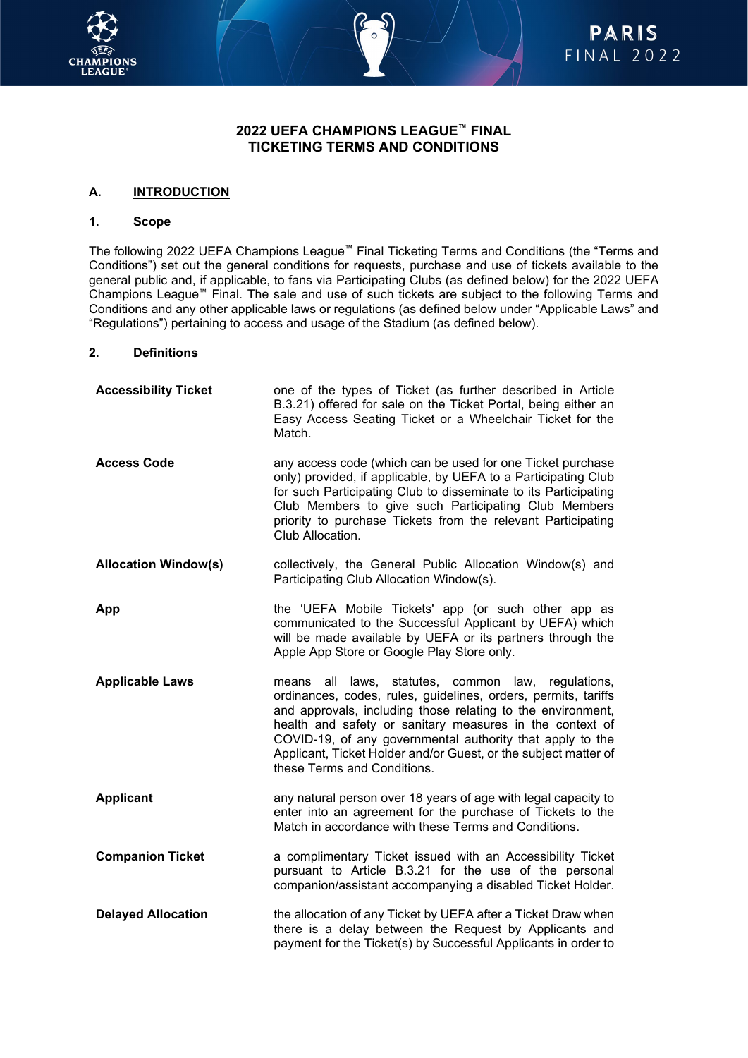# 2022 UEFA CHAMPIONS LEAGUE™ FINAL TICKETING TERMS AND CONDITIONS

## A. INTRODUCTION

### 1. Scope

The following 2022 UEFA Champions League™ Final Ticketing Terms and Conditions (the "Terms and Conditions") set out the general conditions for requests, purchase and use of tickets available to the general public and, if applicable, to fans via Participating Clubs (as defined below) for the 2022 UEFA Champions League™ Final. The sale and use of such tickets are subject to the following Terms and Conditions and any other applicable laws or regulations (as defined below under "Applicable Laws" and "Regulations") pertaining to access and usage of the Stadium (as defined below).

### 2. Definitions

| | |
|---|---|
| **Accessibility Ticket** | one of the types of Ticket (as further described in Article B.3.21) offered for sale on the Ticket Portal, being either an Easy Access Seating Ticket or a Wheelchair Ticket for the Match. |
| **Access Code** | any access code (which can be used for one Ticket purchase only) provided, if applicable, by UEFA to a Participating Club for such Participating Club to disseminate to its Participating Club Members to give such Participating Club Members priority to purchase Tickets from the relevant Participating Club Allocation. |
| **Allocation Window(s)** | collectively, the General Public Allocation Window(s) and Participating Club Allocation Window(s). |
| **App** | the 'UEFA Mobile Tickets' app (or such other app as communicated to the Successful Applicant by UEFA) which will be made available by UEFA or its partners through the Apple App Store or Google Play Store only. |
| **Applicable Laws** | means all laws, statutes, common law, regulations, ordinances, codes, rules, guidelines, orders, permits, tariffs and approvals, including those relating to the environment, health and safety or sanitary measures in the context of COVID-19, of any governmental authority that apply to the Applicant, Ticket Holder and/or Guest, or the subject matter of these Terms and Conditions. |
| **Applicant** | any natural person over 18 years of age with legal capacity to enter into an agreement for the purchase of Tickets to the Match in accordance with these Terms and Conditions. |
| **Companion Ticket** | a complimentary Ticket issued with an Accessibility Ticket pursuant to Article B.3.21 for the use of the personal companion/assistant accompanying a disabled Ticket Holder. |
| **Delayed Allocation** | the allocation of any Ticket by UEFA after a Ticket Draw when there is a delay between the Request by Applicants and payment for the Ticket(s) by Successful Applicants in order to |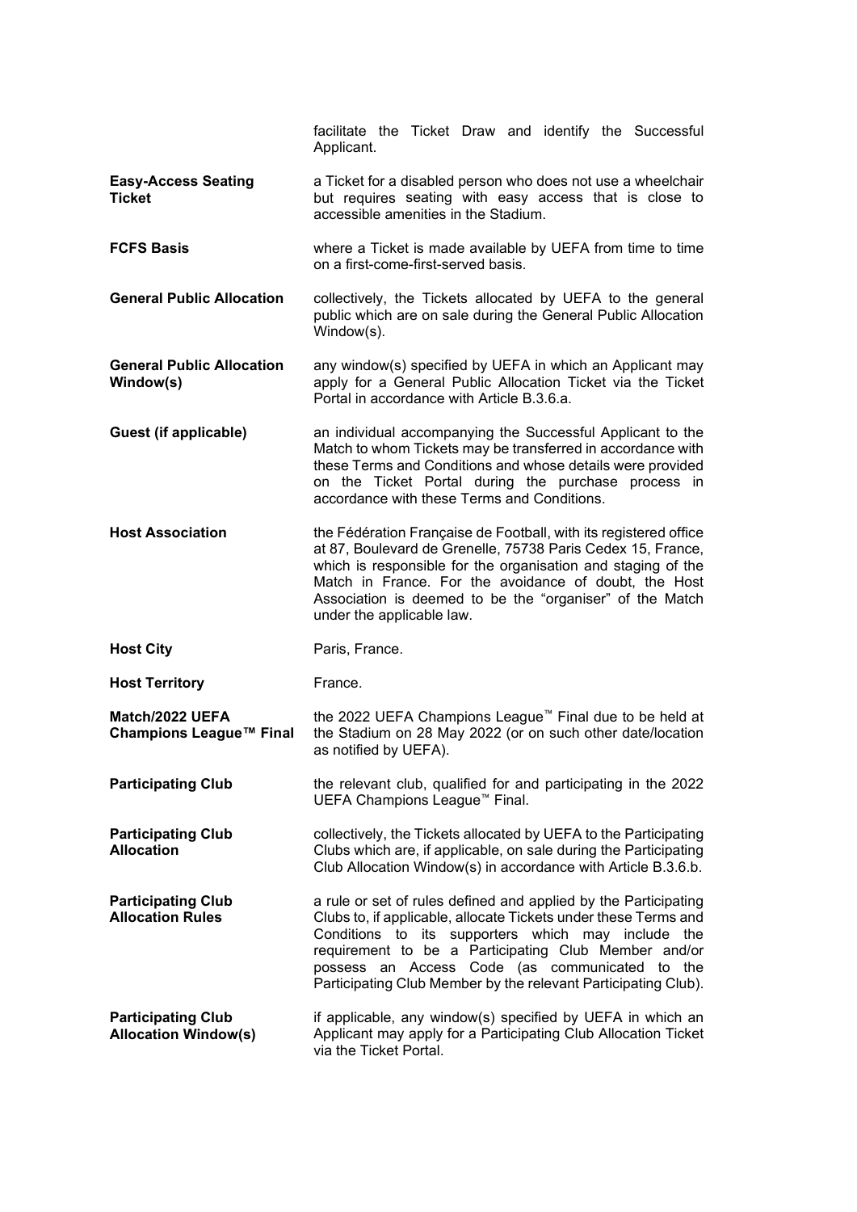facilitate the Ticket Draw and identify the Successful Applicant.

**Easy-Access Seating Ticket** — a Ticket for a disabled person who does not use a wheelchair but requires seating with easy access that is close to accessible amenities in the Stadium.

**FCFS Basis** — where a Ticket is made available by UEFA from time to time on a first-come-first-served basis.

**General Public Allocation** — collectively, the Tickets allocated by UEFA to the general public which are on sale during the General Public Allocation Window(s).

**General Public Allocation Window(s)** — any window(s) specified by UEFA in which an Applicant may apply for a General Public Allocation Ticket via the Ticket Portal in accordance with Article B.3.6.a.

**Guest (if applicable)** — an individual accompanying the Successful Applicant to the Match to whom Tickets may be transferred in accordance with these Terms and Conditions and whose details were provided on the Ticket Portal during the purchase process in accordance with these Terms and Conditions.

**Host Association** — the Fédération Française de Football, with its registered office at 87, Boulevard de Grenelle, 75738 Paris Cedex 15, France, which is responsible for the organisation and staging of the Match in France. For the avoidance of doubt, the Host Association is deemed to be the "organiser" of the Match under the applicable law.

**Host City** — Paris, France.

**Host Territory** — France.

**Match/2022 UEFA Champions League™ Final** — the 2022 UEFA Champions League™ Final due to be held at the Stadium on 28 May 2022 (or on such other date/location as notified by UEFA).

**Participating Club** — the relevant club, qualified for and participating in the 2022 UEFA Champions League™ Final.

**Participating Club Allocation** — collectively, the Tickets allocated by UEFA to the Participating Clubs which are, if applicable, on sale during the Participating Club Allocation Window(s) in accordance with Article B.3.6.b.

**Participating Club Allocation Rules** — a rule or set of rules defined and applied by the Participating Clubs to, if applicable, allocate Tickets under these Terms and Conditions to its supporters which may include the requirement to be a Participating Club Member and/or possess an Access Code (as communicated to the Participating Club Member by the relevant Participating Club).

**Participating Club Allocation Window(s)** — if applicable, any window(s) specified by UEFA in which an Applicant may apply for a Participating Club Allocation Ticket via the Ticket Portal.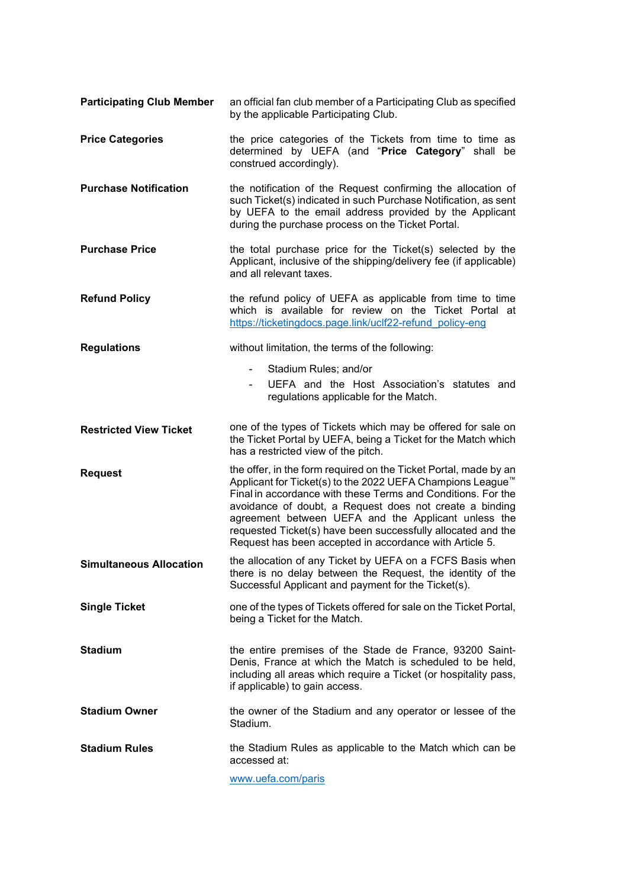| | |
|---|---|
| **Participating Club Member** | an official fan club member of a Participating Club as specified by the applicable Participating Club. |
| **Price Categories** | the price categories of the Tickets from time to time as determined by UEFA (and "**Price Category**" shall be construed accordingly). |
| **Purchase Notification** | the notification of the Request confirming the allocation of such Ticket(s) indicated in such Purchase Notification, as sent by UEFA to the email address provided by the Applicant during the purchase process on the Ticket Portal. |
| **Purchase Price** | the total purchase price for the Ticket(s) selected by the Applicant, inclusive of the shipping/delivery fee (if applicable) and all relevant taxes. |
| **Refund Policy** | the refund policy of UEFA as applicable from time to time which is available for review on the Ticket Portal at [https://ticketingdocs.page.link/uclf22-refund_policy-eng](https://ticketingdocs.page.link/uclf22-refund_policy-eng) |
| **Regulations** | without limitation, the terms of the following:<br>- Stadium Rules; and/or<br>- UEFA and the Host Association's statutes and regulations applicable for the Match. |
| **Restricted View Ticket** | one of the types of Tickets which may be offered for sale on the Ticket Portal by UEFA, being a Ticket for the Match which has a restricted view of the pitch. |
| **Request** | the offer, in the form required on the Ticket Portal, made by an Applicant for Ticket(s) to the 2022 UEFA Champions League™ Final in accordance with these Terms and Conditions. For the avoidance of doubt, a Request does not create a binding agreement between UEFA and the Applicant unless the requested Ticket(s) have been successfully allocated and the Request has been accepted in accordance with Article 5. |
| **Simultaneous Allocation** | the allocation of any Ticket by UEFA on a FCFS Basis when there is no delay between the Request, the identity of the Successful Applicant and payment for the Ticket(s). |
| **Single Ticket** | one of the types of Tickets offered for sale on the Ticket Portal, being a Ticket for the Match. |
| **Stadium** | the entire premises of the Stade de France, 93200 Saint-Denis, France at which the Match is scheduled to be held, including all areas which require a Ticket (or hospitality pass, if applicable) to gain access. |
| **Stadium Owner** | the owner of the Stadium and any operator or lessee of the Stadium. |
| **Stadium Rules** | the Stadium Rules as applicable to the Match which can be accessed at:<br>[www.uefa.com/paris](www.uefa.com/paris) |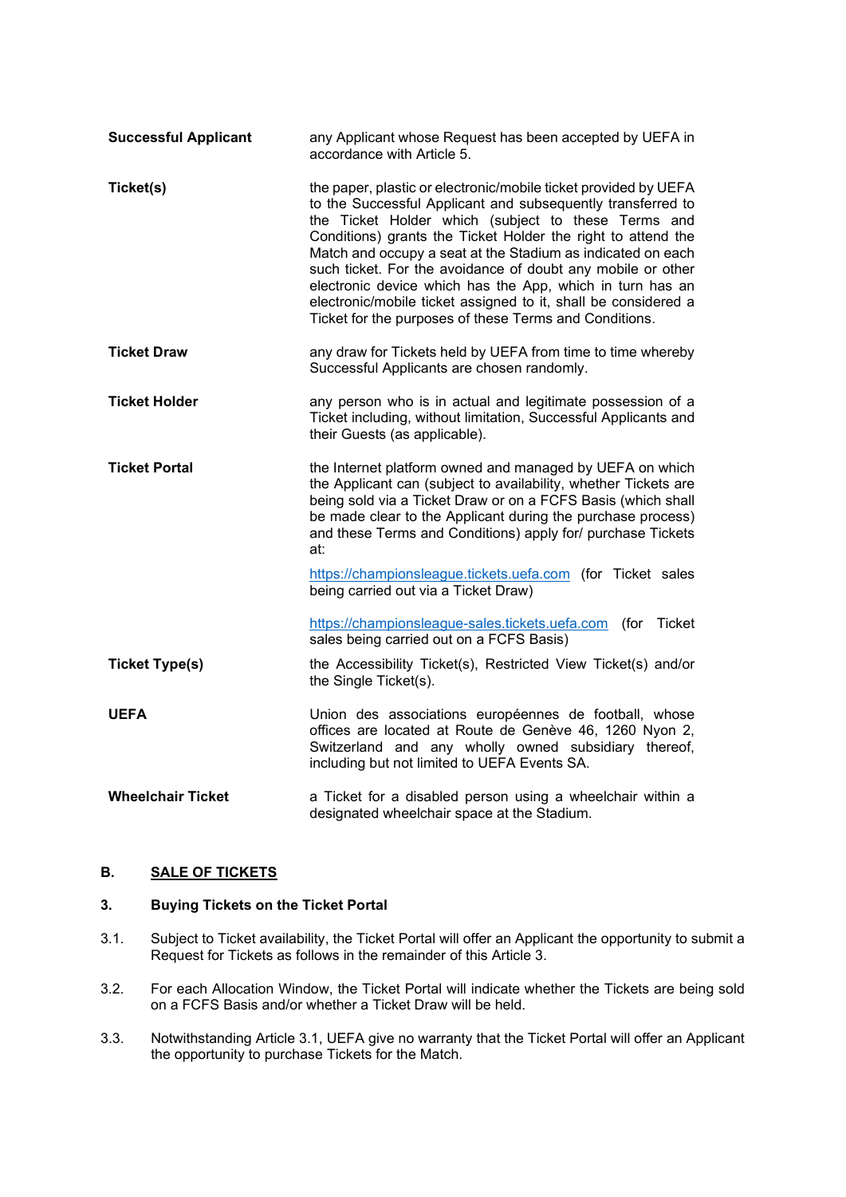| | |
|---|---|
| **Successful Applicant** | any Applicant whose Request has been accepted by UEFA in accordance with Article 5. |
| **Ticket(s)** | the paper, plastic or electronic/mobile ticket provided by UEFA to the Successful Applicant and subsequently transferred to the Ticket Holder which (subject to these Terms and Conditions) grants the Ticket Holder the right to attend the Match and occupy a seat at the Stadium as indicated on each such ticket. For the avoidance of doubt any mobile or other electronic device which has the App, which in turn has an electronic/mobile ticket assigned to it, shall be considered a Ticket for the purposes of these Terms and Conditions. |
| **Ticket Draw** | any draw for Tickets held by UEFA from time to time whereby Successful Applicants are chosen randomly. |
| **Ticket Holder** | any person who is in actual and legitimate possession of a Ticket including, without limitation, Successful Applicants and their Guests (as applicable). |
| **Ticket Portal** | the Internet platform owned and managed by UEFA on which the Applicant can (subject to availability, whether Tickets are being sold via a Ticket Draw or on a FCFS Basis (which shall be made clear to the Applicant during the purchase process) and these Terms and Conditions) apply for/ purchase Tickets at:<br><br>https://championsleague.tickets.uefa.com (for Ticket sales being carried out via a Ticket Draw)<br><br>https://championsleague-sales.tickets.uefa.com (for Ticket sales being carried out on a FCFS Basis) |
| **Ticket Type(s)** | the Accessibility Ticket(s), Restricted View Ticket(s) and/or the Single Ticket(s). |
| **UEFA** | Union des associations européennes de football, whose offices are located at Route de Genève 46, 1260 Nyon 2, Switzerland and any wholly owned subsidiary thereof, including but not limited to UEFA Events SA. |
| **Wheelchair Ticket** | a Ticket for a disabled person using a wheelchair within a designated wheelchair space at the Stadium. |

## B. SALE OF TICKETS

### 3. Buying Tickets on the Ticket Portal

3.1. Subject to Ticket availability, the Ticket Portal will offer an Applicant the opportunity to submit a Request for Tickets as follows in the remainder of this Article 3.

3.2. For each Allocation Window, the Ticket Portal will indicate whether the Tickets are being sold on a FCFS Basis and/or whether a Ticket Draw will be held.

3.3. Notwithstanding Article 3.1, UEFA give no warranty that the Ticket Portal will offer an Applicant the opportunity to purchase Tickets for the Match.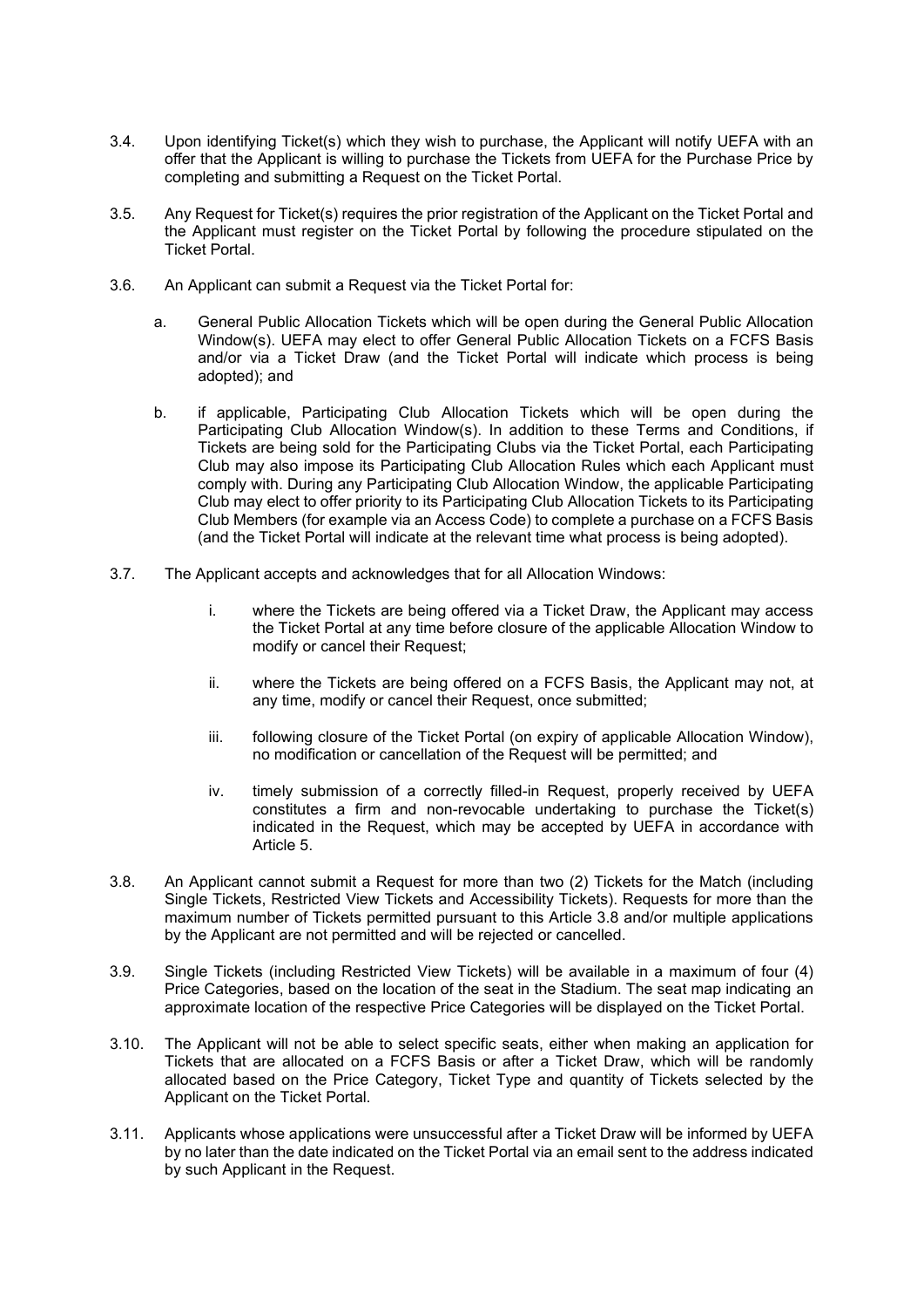3.4. Upon identifying Ticket(s) which they wish to purchase, the Applicant will notify UEFA with an offer that the Applicant is willing to purchase the Tickets from UEFA for the Purchase Price by completing and submitting a Request on the Ticket Portal.

3.5. Any Request for Ticket(s) requires the prior registration of the Applicant on the Ticket Portal and the Applicant must register on the Ticket Portal by following the procedure stipulated on the Ticket Portal.

3.6. An Applicant can submit a Request via the Ticket Portal for:

a. General Public Allocation Tickets which will be open during the General Public Allocation Window(s). UEFA may elect to offer General Public Allocation Tickets on a FCFS Basis and/or via a Ticket Draw (and the Ticket Portal will indicate which process is being adopted); and

b. if applicable, Participating Club Allocation Tickets which will be open during the Participating Club Allocation Window(s). In addition to these Terms and Conditions, if Tickets are being sold for the Participating Clubs via the Ticket Portal, each Participating Club may also impose its Participating Club Allocation Rules which each Applicant must comply with. During any Participating Club Allocation Window, the applicable Participating Club may elect to offer priority to its Participating Club Allocation Tickets to its Participating Club Members (for example via an Access Code) to complete a purchase on a FCFS Basis (and the Ticket Portal will indicate at the relevant time what process is being adopted).

3.7. The Applicant accepts and acknowledges that for all Allocation Windows:

i. where the Tickets are being offered via a Ticket Draw, the Applicant may access the Ticket Portal at any time before closure of the applicable Allocation Window to modify or cancel their Request;

ii. where the Tickets are being offered on a FCFS Basis, the Applicant may not, at any time, modify or cancel their Request, once submitted;

iii. following closure of the Ticket Portal (on expiry of applicable Allocation Window), no modification or cancellation of the Request will be permitted; and

iv. timely submission of a correctly filled-in Request, properly received by UEFA constitutes a firm and non-revocable undertaking to purchase the Ticket(s) indicated in the Request, which may be accepted by UEFA in accordance with Article 5.

3.8. An Applicant cannot submit a Request for more than two (2) Tickets for the Match (including Single Tickets, Restricted View Tickets and Accessibility Tickets). Requests for more than the maximum number of Tickets permitted pursuant to this Article 3.8 and/or multiple applications by the Applicant are not permitted and will be rejected or cancelled.

3.9. Single Tickets (including Restricted View Tickets) will be available in a maximum of four (4) Price Categories, based on the location of the seat in the Stadium. The seat map indicating an approximate location of the respective Price Categories will be displayed on the Ticket Portal.

3.10. The Applicant will not be able to select specific seats, either when making an application for Tickets that are allocated on a FCFS Basis or after a Ticket Draw, which will be randomly allocated based on the Price Category, Ticket Type and quantity of Tickets selected by the Applicant on the Ticket Portal.

3.11. Applicants whose applications were unsuccessful after a Ticket Draw will be informed by UEFA by no later than the date indicated on the Ticket Portal via an email sent to the address indicated by such Applicant in the Request.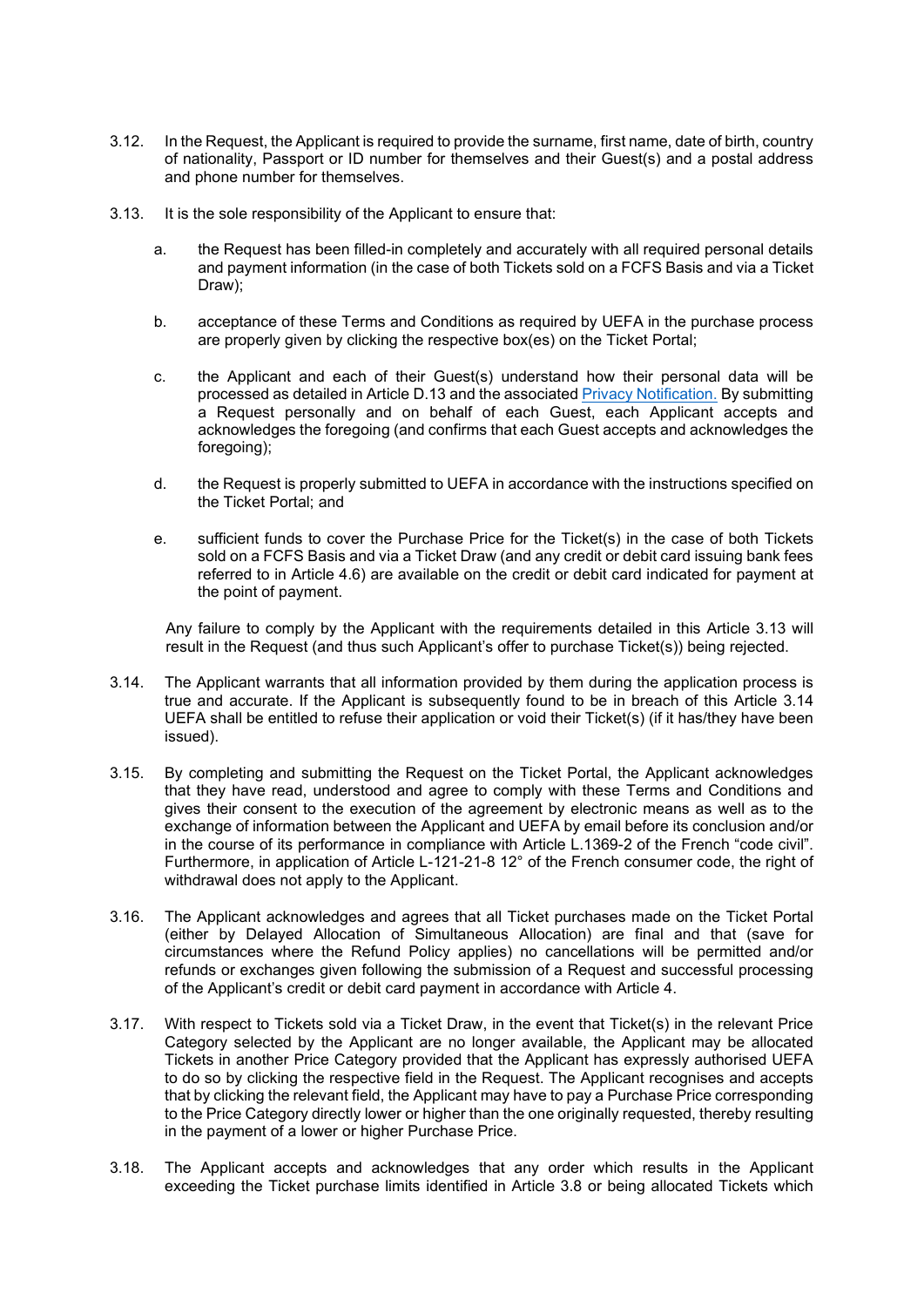3.12. In the Request, the Applicant is required to provide the surname, first name, date of birth, country of nationality, Passport or ID number for themselves and their Guest(s) and a postal address and phone number for themselves.

3.13. It is the sole responsibility of the Applicant to ensure that:

a. the Request has been filled-in completely and accurately with all required personal details and payment information (in the case of both Tickets sold on a FCFS Basis and via a Ticket Draw);

b. acceptance of these Terms and Conditions as required by UEFA in the purchase process are properly given by clicking the respective box(es) on the Ticket Portal;

c. the Applicant and each of their Guest(s) understand how their personal data will be processed as detailed in Article D.13 and the associated Privacy Notification. By submitting a Request personally and on behalf of each Guest, each Applicant accepts and acknowledges the foregoing (and confirms that each Guest accepts and acknowledges the foregoing);

d. the Request is properly submitted to UEFA in accordance with the instructions specified on the Ticket Portal; and

e. sufficient funds to cover the Purchase Price for the Ticket(s) in the case of both Tickets sold on a FCFS Basis and via a Ticket Draw (and any credit or debit card issuing bank fees referred to in Article 4.6) are available on the credit or debit card indicated for payment at the point of payment.

Any failure to comply by the Applicant with the requirements detailed in this Article 3.13 will result in the Request (and thus such Applicant's offer to purchase Ticket(s)) being rejected.

3.14. The Applicant warrants that all information provided by them during the application process is true and accurate. If the Applicant is subsequently found to be in breach of this Article 3.14 UEFA shall be entitled to refuse their application or void their Ticket(s) (if it has/they have been issued).

3.15. By completing and submitting the Request on the Ticket Portal, the Applicant acknowledges that they have read, understood and agree to comply with these Terms and Conditions and gives their consent to the execution of the agreement by electronic means as well as to the exchange of information between the Applicant and UEFA by email before its conclusion and/or in the course of its performance in compliance with Article L.1369-2 of the French "code civil". Furthermore, in application of Article L-121-21-8 12° of the French consumer code, the right of withdrawal does not apply to the Applicant.

3.16. The Applicant acknowledges and agrees that all Ticket purchases made on the Ticket Portal (either by Delayed Allocation of Simultaneous Allocation) are final and that (save for circumstances where the Refund Policy applies) no cancellations will be permitted and/or refunds or exchanges given following the submission of a Request and successful processing of the Applicant's credit or debit card payment in accordance with Article 4.

3.17. With respect to Tickets sold via a Ticket Draw, in the event that Ticket(s) in the relevant Price Category selected by the Applicant are no longer available, the Applicant may be allocated Tickets in another Price Category provided that the Applicant has expressly authorised UEFA to do so by clicking the respective field in the Request. The Applicant recognises and accepts that by clicking the relevant field, the Applicant may have to pay a Purchase Price corresponding to the Price Category directly lower or higher than the one originally requested, thereby resulting in the payment of a lower or higher Purchase Price.

3.18. The Applicant accepts and acknowledges that any order which results in the Applicant exceeding the Ticket purchase limits identified in Article 3.8 or being allocated Tickets which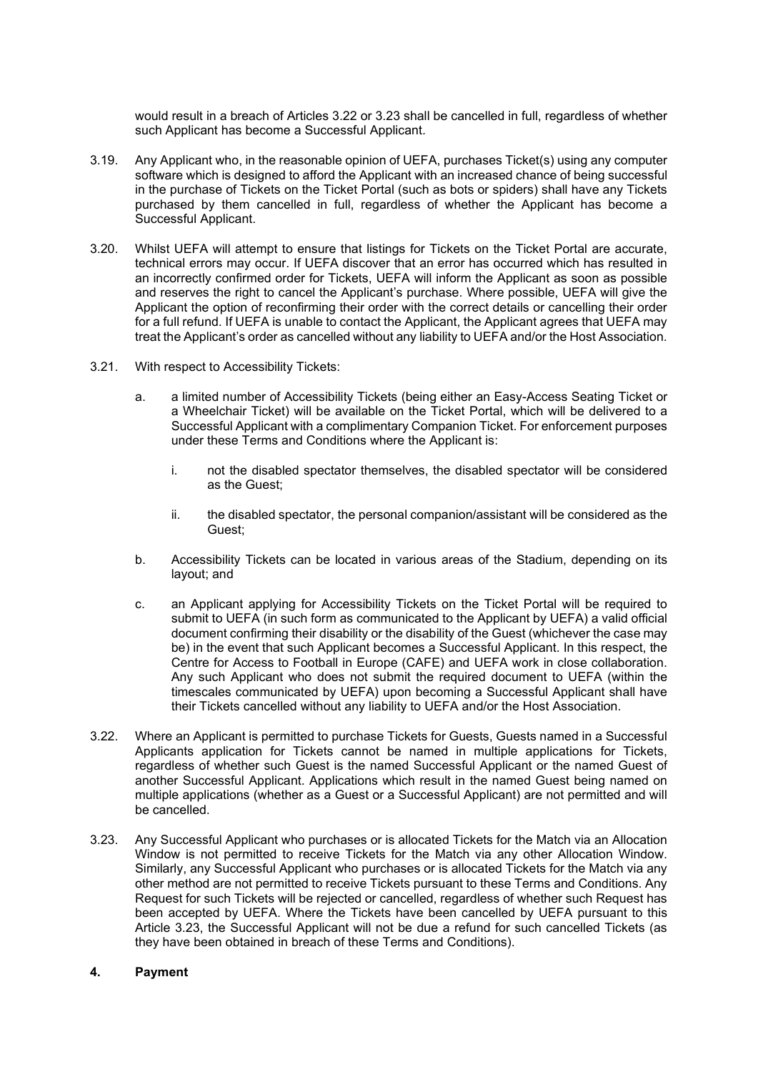would result in a breach of Articles 3.22 or 3.23 shall be cancelled in full, regardless of whether such Applicant has become a Successful Applicant.

3.19. Any Applicant who, in the reasonable opinion of UEFA, purchases Ticket(s) using any computer software which is designed to afford the Applicant with an increased chance of being successful in the purchase of Tickets on the Ticket Portal (such as bots or spiders) shall have any Tickets purchased by them cancelled in full, regardless of whether the Applicant has become a Successful Applicant.

3.20. Whilst UEFA will attempt to ensure that listings for Tickets on the Ticket Portal are accurate, technical errors may occur. If UEFA discover that an error has occurred which has resulted in an incorrectly confirmed order for Tickets, UEFA will inform the Applicant as soon as possible and reserves the right to cancel the Applicant's purchase. Where possible, UEFA will give the Applicant the option of reconfirming their order with the correct details or cancelling their order for a full refund. If UEFA is unable to contact the Applicant, the Applicant agrees that UEFA may treat the Applicant's order as cancelled without any liability to UEFA and/or the Host Association.

3.21. With respect to Accessibility Tickets:

a. a limited number of Accessibility Tickets (being either an Easy-Access Seating Ticket or a Wheelchair Ticket) will be available on the Ticket Portal, which will be delivered to a Successful Applicant with a complimentary Companion Ticket. For enforcement purposes under these Terms and Conditions where the Applicant is:

   i. not the disabled spectator themselves, the disabled spectator will be considered as the Guest;

   ii. the disabled spectator, the personal companion/assistant will be considered as the Guest;

b. Accessibility Tickets can be located in various areas of the Stadium, depending on its layout; and

c. an Applicant applying for Accessibility Tickets on the Ticket Portal will be required to submit to UEFA (in such form as communicated to the Applicant by UEFA) a valid official document confirming their disability or the disability of the Guest (whichever the case may be) in the event that such Applicant becomes a Successful Applicant. In this respect, the Centre for Access to Football in Europe (CAFE) and UEFA work in close collaboration. Any such Applicant who does not submit the required document to UEFA (within the timescales communicated by UEFA) upon becoming a Successful Applicant shall have their Tickets cancelled without any liability to UEFA and/or the Host Association.

3.22. Where an Applicant is permitted to purchase Tickets for Guests, Guests named in a Successful Applicants application for Tickets cannot be named in multiple applications for Tickets, regardless of whether such Guest is the named Successful Applicant or the named Guest of another Successful Applicant. Applications which result in the named Guest being named on multiple applications (whether as a Guest or a Successful Applicant) are not permitted and will be cancelled.

3.23. Any Successful Applicant who purchases or is allocated Tickets for the Match via an Allocation Window is not permitted to receive Tickets for the Match via any other Allocation Window. Similarly, any Successful Applicant who purchases or is allocated Tickets for the Match via any other method are not permitted to receive Tickets pursuant to these Terms and Conditions. Any Request for such Tickets will be rejected or cancelled, regardless of whether such Request has been accepted by UEFA. Where the Tickets have been cancelled by UEFA pursuant to this Article 3.23, the Successful Applicant will not be due a refund for such cancelled Tickets (as they have been obtained in breach of these Terms and Conditions).

## 4. Payment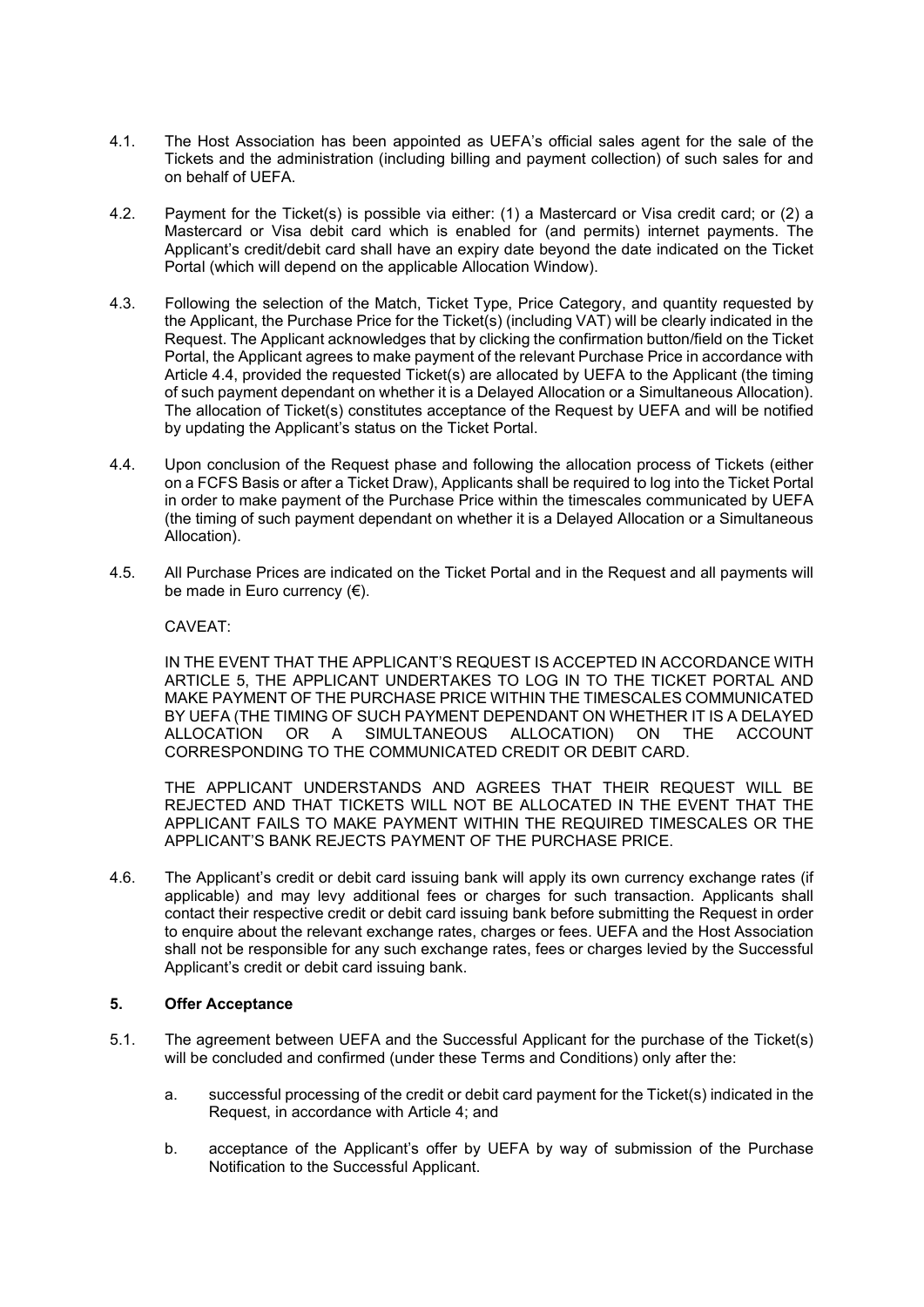4.1. The Host Association has been appointed as UEFA's official sales agent for the sale of the Tickets and the administration (including billing and payment collection) of such sales for and on behalf of UEFA.

4.2. Payment for the Ticket(s) is possible via either: (1) a Mastercard or Visa credit card; or (2) a Mastercard or Visa debit card which is enabled for (and permits) internet payments. The Applicant's credit/debit card shall have an expiry date beyond the date indicated on the Ticket Portal (which will depend on the applicable Allocation Window).

4.3. Following the selection of the Match, Ticket Type, Price Category, and quantity requested by the Applicant, the Purchase Price for the Ticket(s) (including VAT) will be clearly indicated in the Request. The Applicant acknowledges that by clicking the confirmation button/field on the Ticket Portal, the Applicant agrees to make payment of the relevant Purchase Price in accordance with Article 4.4, provided the requested Ticket(s) are allocated by UEFA to the Applicant (the timing of such payment dependant on whether it is a Delayed Allocation or a Simultaneous Allocation). The allocation of Ticket(s) constitutes acceptance of the Request by UEFA and will be notified by updating the Applicant's status on the Ticket Portal.

4.4. Upon conclusion of the Request phase and following the allocation process of Tickets (either on a FCFS Basis or after a Ticket Draw), Applicants shall be required to log into the Ticket Portal in order to make payment of the Purchase Price within the timescales communicated by UEFA (the timing of such payment dependant on whether it is a Delayed Allocation or a Simultaneous Allocation).

4.5. All Purchase Prices are indicated on the Ticket Portal and in the Request and all payments will be made in Euro currency (€).

CAVEAT:

IN THE EVENT THAT THE APPLICANT'S REQUEST IS ACCEPTED IN ACCORDANCE WITH ARTICLE 5, THE APPLICANT UNDERTAKES TO LOG IN TO THE TICKET PORTAL AND MAKE PAYMENT OF THE PURCHASE PRICE WITHIN THE TIMESCALES COMMUNICATED BY UEFA (THE TIMING OF SUCH PAYMENT DEPENDANT ON WHETHER IT IS A DELAYED ALLOCATION OR A SIMULTANEOUS ALLOCATION) ON THE ACCOUNT CORRESPONDING TO THE COMMUNICATED CREDIT OR DEBIT CARD.

THE APPLICANT UNDERSTANDS AND AGREES THAT THEIR REQUEST WILL BE REJECTED AND THAT TICKETS WILL NOT BE ALLOCATED IN THE EVENT THAT THE APPLICANT FAILS TO MAKE PAYMENT WITHIN THE REQUIRED TIMESCALES OR THE APPLICANT'S BANK REJECTS PAYMENT OF THE PURCHASE PRICE.

4.6. The Applicant's credit or debit card issuing bank will apply its own currency exchange rates (if applicable) and may levy additional fees or charges for such transaction. Applicants shall contact their respective credit or debit card issuing bank before submitting the Request in order to enquire about the relevant exchange rates, charges or fees. UEFA and the Host Association shall not be responsible for any such exchange rates, fees or charges levied by the Successful Applicant's credit or debit card issuing bank.

## 5. Offer Acceptance

5.1. The agreement between UEFA and the Successful Applicant for the purchase of the Ticket(s) will be concluded and confirmed (under these Terms and Conditions) only after the:

a. successful processing of the credit or debit card payment for the Ticket(s) indicated in the Request, in accordance with Article 4; and

b. acceptance of the Applicant's offer by UEFA by way of submission of the Purchase Notification to the Successful Applicant.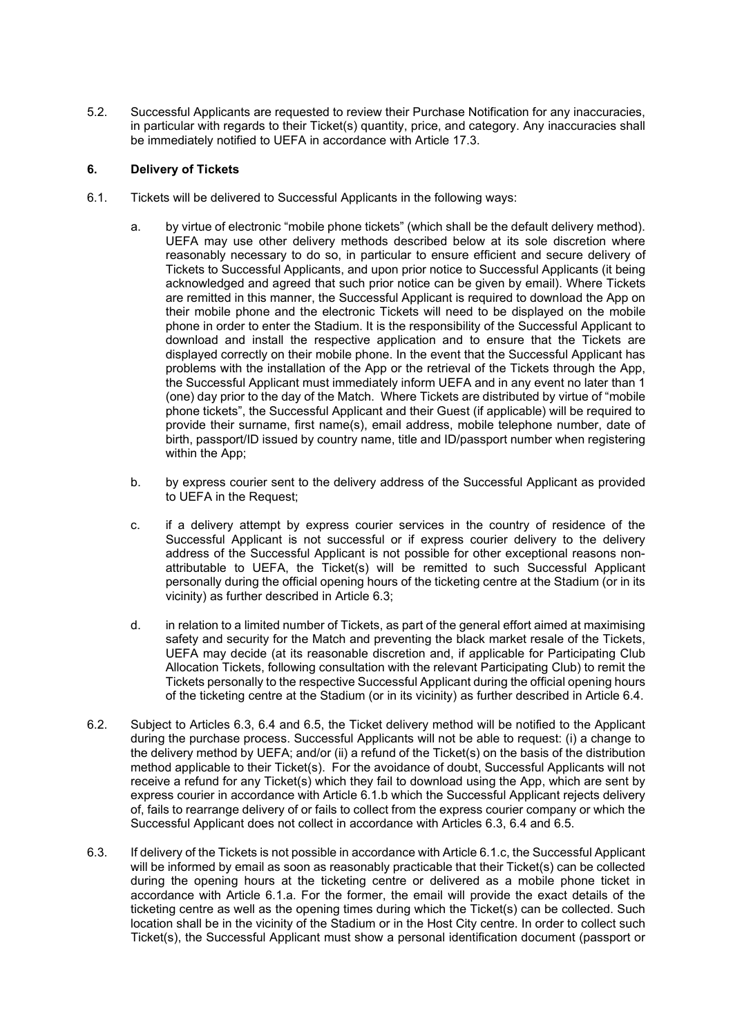5.2. Successful Applicants are requested to review their Purchase Notification for any inaccuracies, in particular with regards to their Ticket(s) quantity, price, and category. Any inaccuracies shall be immediately notified to UEFA in accordance with Article 17.3.

## 6. Delivery of Tickets

6.1. Tickets will be delivered to Successful Applicants in the following ways:

a. by virtue of electronic "mobile phone tickets" (which shall be the default delivery method). UEFA may use other delivery methods described below at its sole discretion where reasonably necessary to do so, in particular to ensure efficient and secure delivery of Tickets to Successful Applicants, and upon prior notice to Successful Applicants (it being acknowledged and agreed that such prior notice can be given by email). Where Tickets are remitted in this manner, the Successful Applicant is required to download the App on their mobile phone and the electronic Tickets will need to be displayed on the mobile phone in order to enter the Stadium. It is the responsibility of the Successful Applicant to download and install the respective application and to ensure that the Tickets are displayed correctly on their mobile phone. In the event that the Successful Applicant has problems with the installation of the App or the retrieval of the Tickets through the App, the Successful Applicant must immediately inform UEFA and in any event no later than 1 (one) day prior to the day of the Match. Where Tickets are distributed by virtue of "mobile phone tickets", the Successful Applicant and their Guest (if applicable) will be required to provide their surname, first name(s), email address, mobile telephone number, date of birth, passport/ID issued by country name, title and ID/passport number when registering within the App;

b. by express courier sent to the delivery address of the Successful Applicant as provided to UEFA in the Request;

c. if a delivery attempt by express courier services in the country of residence of the Successful Applicant is not successful or if express courier delivery to the delivery address of the Successful Applicant is not possible for other exceptional reasons non-attributable to UEFA, the Ticket(s) will be remitted to such Successful Applicant personally during the official opening hours of the ticketing centre at the Stadium (or in its vicinity) as further described in Article 6.3;

d. in relation to a limited number of Tickets, as part of the general effort aimed at maximising safety and security for the Match and preventing the black market resale of the Tickets, UEFA may decide (at its reasonable discretion and, if applicable for Participating Club Allocation Tickets, following consultation with the relevant Participating Club) to remit the Tickets personally to the respective Successful Applicant during the official opening hours of the ticketing centre at the Stadium (or in its vicinity) as further described in Article 6.4.

6.2. Subject to Articles 6.3, 6.4 and 6.5, the Ticket delivery method will be notified to the Applicant during the purchase process. Successful Applicants will not be able to request: (i) a change to the delivery method by UEFA; and/or (ii) a refund of the Ticket(s) on the basis of the distribution method applicable to their Ticket(s). For the avoidance of doubt, Successful Applicants will not receive a refund for any Ticket(s) which they fail to download using the App, which are sent by express courier in accordance with Article 6.1.b which the Successful Applicant rejects delivery of, fails to rearrange delivery of or fails to collect from the express courier company or which the Successful Applicant does not collect in accordance with Articles 6.3, 6.4 and 6.5.

6.3. If delivery of the Tickets is not possible in accordance with Article 6.1.c, the Successful Applicant will be informed by email as soon as reasonably practicable that their Ticket(s) can be collected during the opening hours at the ticketing centre or delivered as a mobile phone ticket in accordance with Article 6.1.a. For the former, the email will provide the exact details of the ticketing centre as well as the opening times during which the Ticket(s) can be collected. Such location shall be in the vicinity of the Stadium or in the Host City centre. In order to collect such Ticket(s), the Successful Applicant must show a personal identification document (passport or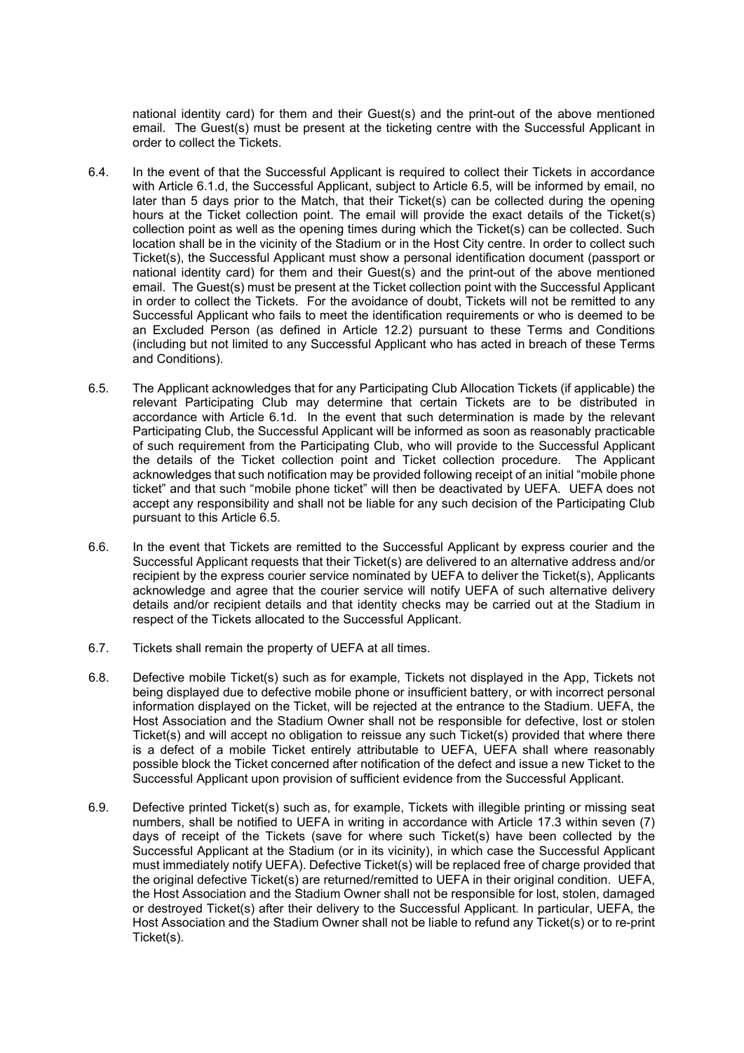national identity card) for them and their Guest(s) and the print-out of the above mentioned email. The Guest(s) must be present at the ticketing centre with the Successful Applicant in order to collect the Tickets.

6.4. In the event of that the Successful Applicant is required to collect their Tickets in accordance with Article 6.1.d, the Successful Applicant, subject to Article 6.5, will be informed by email, no later than 5 days prior to the Match, that their Ticket(s) can be collected during the opening hours at the Ticket collection point. The email will provide the exact details of the Ticket(s) collection point as well as the opening times during which the Ticket(s) can be collected. Such location shall be in the vicinity of the Stadium or in the Host City centre. In order to collect such Ticket(s), the Successful Applicant must show a personal identification document (passport or national identity card) for them and their Guest(s) and the print-out of the above mentioned email. The Guest(s) must be present at the Ticket collection point with the Successful Applicant in order to collect the Tickets. For the avoidance of doubt, Tickets will not be remitted to any Successful Applicant who fails to meet the identification requirements or who is deemed to be an Excluded Person (as defined in Article 12.2) pursuant to these Terms and Conditions (including but not limited to any Successful Applicant who has acted in breach of these Terms and Conditions).

6.5. The Applicant acknowledges that for any Participating Club Allocation Tickets (if applicable) the relevant Participating Club may determine that certain Tickets are to be distributed in accordance with Article 6.1d. In the event that such determination is made by the relevant Participating Club, the Successful Applicant will be informed as soon as reasonably practicable of such requirement from the Participating Club, who will provide to the Successful Applicant the details of the Ticket collection point and Ticket collection procedure. The Applicant acknowledges that such notification may be provided following receipt of an initial "mobile phone ticket" and that such "mobile phone ticket" will then be deactivated by UEFA. UEFA does not accept any responsibility and shall not be liable for any such decision of the Participating Club pursuant to this Article 6.5.

6.6. In the event that Tickets are remitted to the Successful Applicant by express courier and the Successful Applicant requests that their Ticket(s) are delivered to an alternative address and/or recipient by the express courier service nominated by UEFA to deliver the Ticket(s), Applicants acknowledge and agree that the courier service will notify UEFA of such alternative delivery details and/or recipient details and that identity checks may be carried out at the Stadium in respect of the Tickets allocated to the Successful Applicant.

6.7. Tickets shall remain the property of UEFA at all times.

6.8. Defective mobile Ticket(s) such as for example, Tickets not displayed in the App, Tickets not being displayed due to defective mobile phone or insufficient battery, or with incorrect personal information displayed on the Ticket, will be rejected at the entrance to the Stadium. UEFA, the Host Association and the Stadium Owner shall not be responsible for defective, lost or stolen Ticket(s) and will accept no obligation to reissue any such Ticket(s) provided that where there is a defect of a mobile Ticket entirely attributable to UEFA, UEFA shall where reasonably possible block the Ticket concerned after notification of the defect and issue a new Ticket to the Successful Applicant upon provision of sufficient evidence from the Successful Applicant.

6.9. Defective printed Ticket(s) such as, for example, Tickets with illegible printing or missing seat numbers, shall be notified to UEFA in writing in accordance with Article 17.3 within seven (7) days of receipt of the Tickets (save for where such Ticket(s) have been collected by the Successful Applicant at the Stadium (or in its vicinity), in which case the Successful Applicant must immediately notify UEFA). Defective Ticket(s) will be replaced free of charge provided that the original defective Ticket(s) are returned/remitted to UEFA in their original condition. UEFA, the Host Association and the Stadium Owner shall not be responsible for lost, stolen, damaged or destroyed Ticket(s) after their delivery to the Successful Applicant. In particular, UEFA, the Host Association and the Stadium Owner shall not be liable to refund any Ticket(s) or to re-print Ticket(s).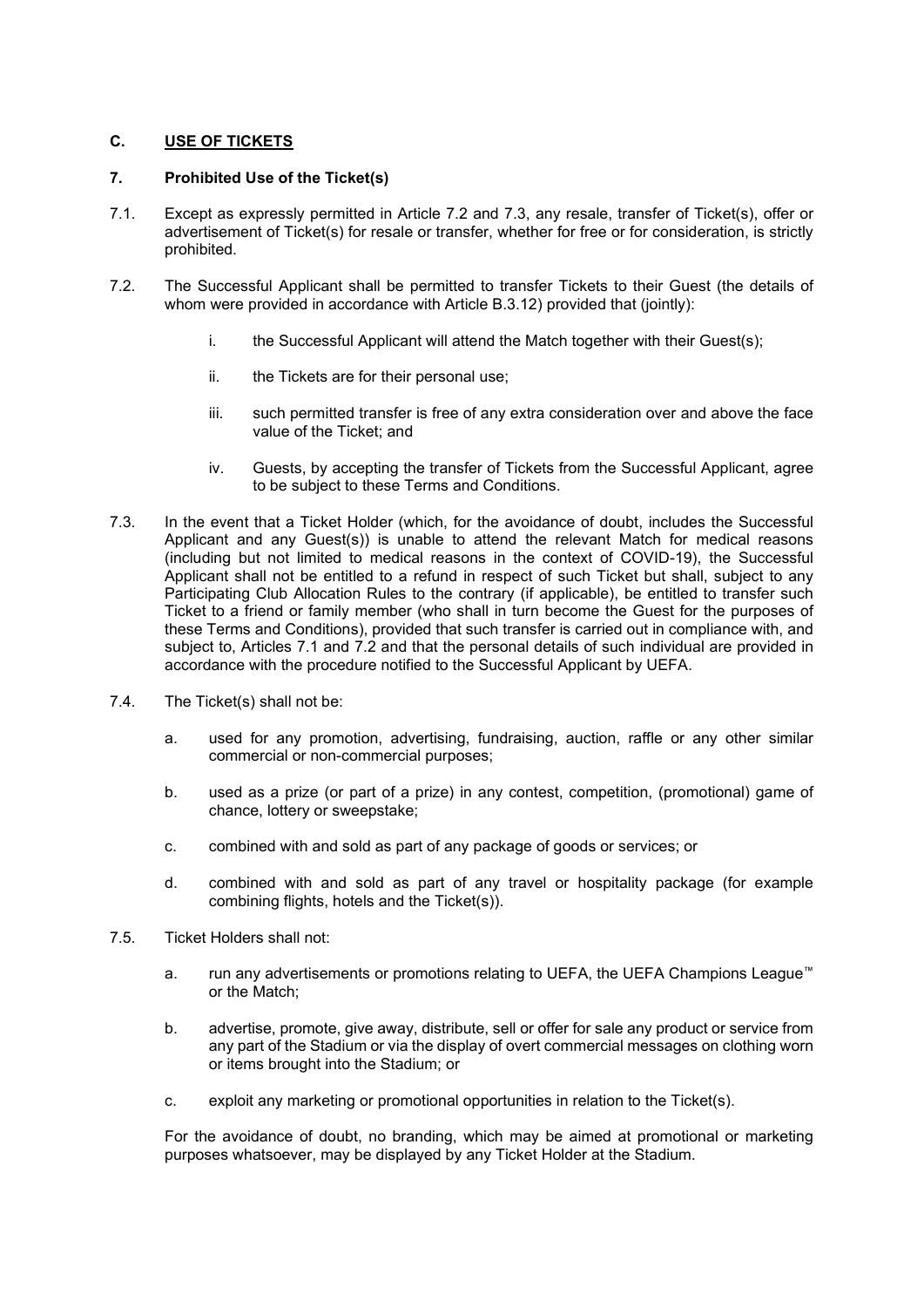## C. USE OF TICKETS

### 7. Prohibited Use of the Ticket(s)

7.1. Except as expressly permitted in Article 7.2 and 7.3, any resale, transfer of Ticket(s), offer or advertisement of Ticket(s) for resale or transfer, whether for free or for consideration, is strictly prohibited.

7.2. The Successful Applicant shall be permitted to transfer Tickets to their Guest (the details of whom were provided in accordance with Article B.3.12) provided that (jointly):

   i. the Successful Applicant will attend the Match together with their Guest(s);

   ii. the Tickets are for their personal use;

   iii. such permitted transfer is free of any extra consideration over and above the face value of the Ticket; and

   iv. Guests, by accepting the transfer of Tickets from the Successful Applicant, agree to be subject to these Terms and Conditions.

7.3. In the event that a Ticket Holder (which, for the avoidance of doubt, includes the Successful Applicant and any Guest(s)) is unable to attend the relevant Match for medical reasons (including but not limited to medical reasons in the context of COVID-19), the Successful Applicant shall not be entitled to a refund in respect of such Ticket but shall, subject to any Participating Club Allocation Rules to the contrary (if applicable), be entitled to transfer such Ticket to a friend or family member (who shall in turn become the Guest for the purposes of these Terms and Conditions), provided that such transfer is carried out in compliance with, and subject to, Articles 7.1 and 7.2 and that the personal details of such individual are provided in accordance with the procedure notified to the Successful Applicant by UEFA.

7.4. The Ticket(s) shall not be:

   a. used for any promotion, advertising, fundraising, auction, raffle or any other similar commercial or non-commercial purposes;

   b. used as a prize (or part of a prize) in any contest, competition, (promotional) game of chance, lottery or sweepstake;

   c. combined with and sold as part of any package of goods or services; or

   d. combined with and sold as part of any travel or hospitality package (for example combining flights, hotels and the Ticket(s)).

7.5. Ticket Holders shall not:

   a. run any advertisements or promotions relating to UEFA, the UEFA Champions League™ or the Match;

   b. advertise, promote, give away, distribute, sell or offer for sale any product or service from any part of the Stadium or via the display of overt commercial messages on clothing worn or items brought into the Stadium; or

   c. exploit any marketing or promotional opportunities in relation to the Ticket(s).

For the avoidance of doubt, no branding, which may be aimed at promotional or marketing purposes whatsoever, may be displayed by any Ticket Holder at the Stadium.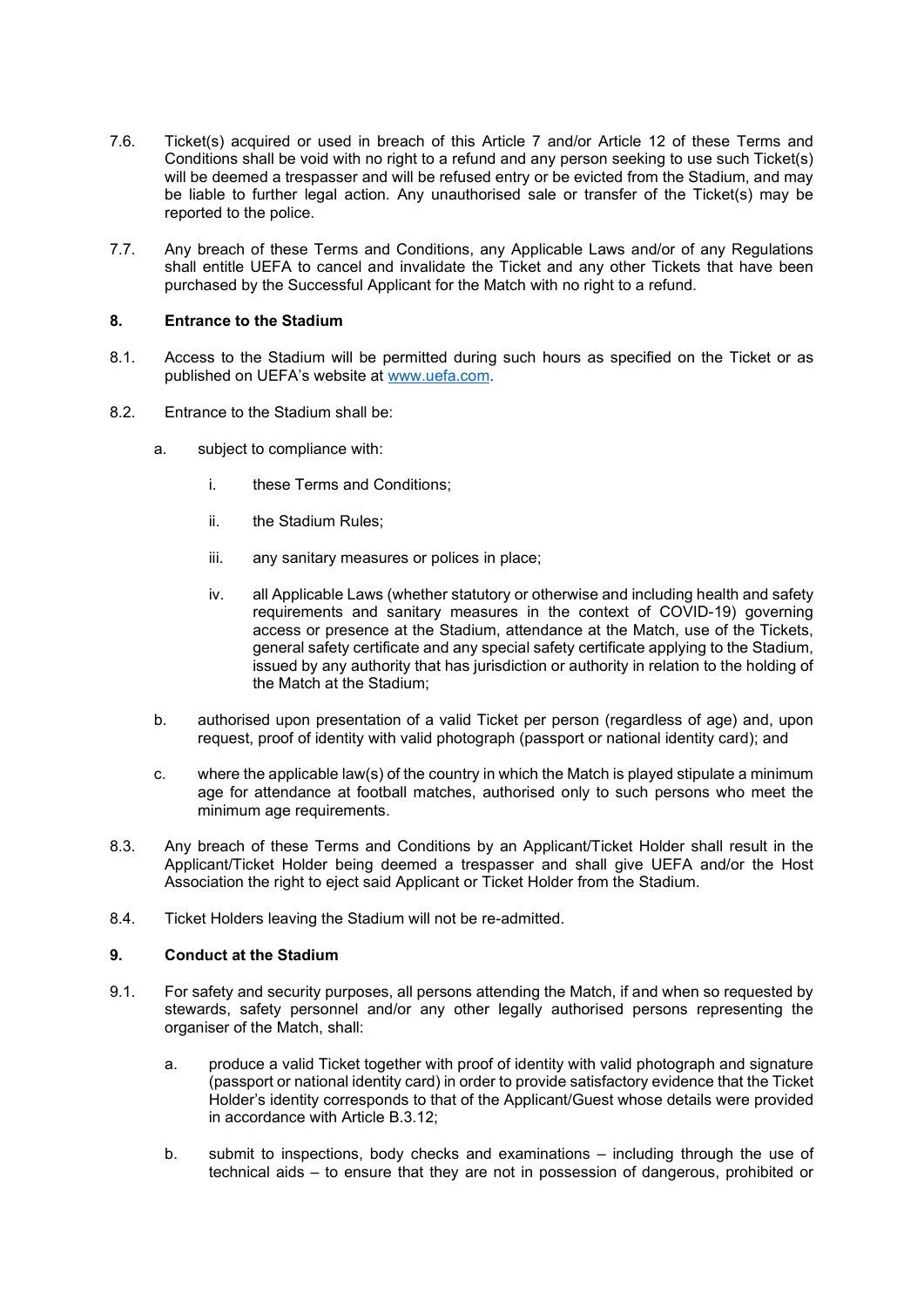7.6. Ticket(s) acquired or used in breach of this Article 7 and/or Article 12 of these Terms and Conditions shall be void with no right to a refund and any person seeking to use such Ticket(s) will be deemed a trespasser and will be refused entry or be evicted from the Stadium, and may be liable to further legal action. Any unauthorised sale or transfer of the Ticket(s) may be reported to the police.

7.7. Any breach of these Terms and Conditions, any Applicable Laws and/or of any Regulations shall entitle UEFA to cancel and invalidate the Ticket and any other Tickets that have been purchased by the Successful Applicant for the Match with no right to a refund.

**8. Entrance to the Stadium**

8.1. Access to the Stadium will be permitted during such hours as specified on the Ticket or as published on UEFA's website at www.uefa.com.

8.2. Entrance to the Stadium shall be:

a. subject to compliance with:

i. these Terms and Conditions;

ii. the Stadium Rules;

iii. any sanitary measures or polices in place;

iv. all Applicable Laws (whether statutory or otherwise and including health and safety requirements and sanitary measures in the context of COVID-19) governing access or presence at the Stadium, attendance at the Match, use of the Tickets, general safety certificate and any special safety certificate applying to the Stadium, issued by any authority that has jurisdiction or authority in relation to the holding of the Match at the Stadium;

b. authorised upon presentation of a valid Ticket per person (regardless of age) and, upon request, proof of identity with valid photograph (passport or national identity card); and

c. where the applicable law(s) of the country in which the Match is played stipulate a minimum age for attendance at football matches, authorised only to such persons who meet the minimum age requirements.

8.3. Any breach of these Terms and Conditions by an Applicant/Ticket Holder shall result in the Applicant/Ticket Holder being deemed a trespasser and shall give UEFA and/or the Host Association the right to eject said Applicant or Ticket Holder from the Stadium.

8.4. Ticket Holders leaving the Stadium will not be re-admitted.

**9. Conduct at the Stadium**

9.1. For safety and security purposes, all persons attending the Match, if and when so requested by stewards, safety personnel and/or any other legally authorised persons representing the organiser of the Match, shall:

a. produce a valid Ticket together with proof of identity with valid photograph and signature (passport or national identity card) in order to provide satisfactory evidence that the Ticket Holder's identity corresponds to that of the Applicant/Guest whose details were provided in accordance with Article B.3.12;

b. submit to inspections, body checks and examinations – including through the use of technical aids – to ensure that they are not in possession of dangerous, prohibited or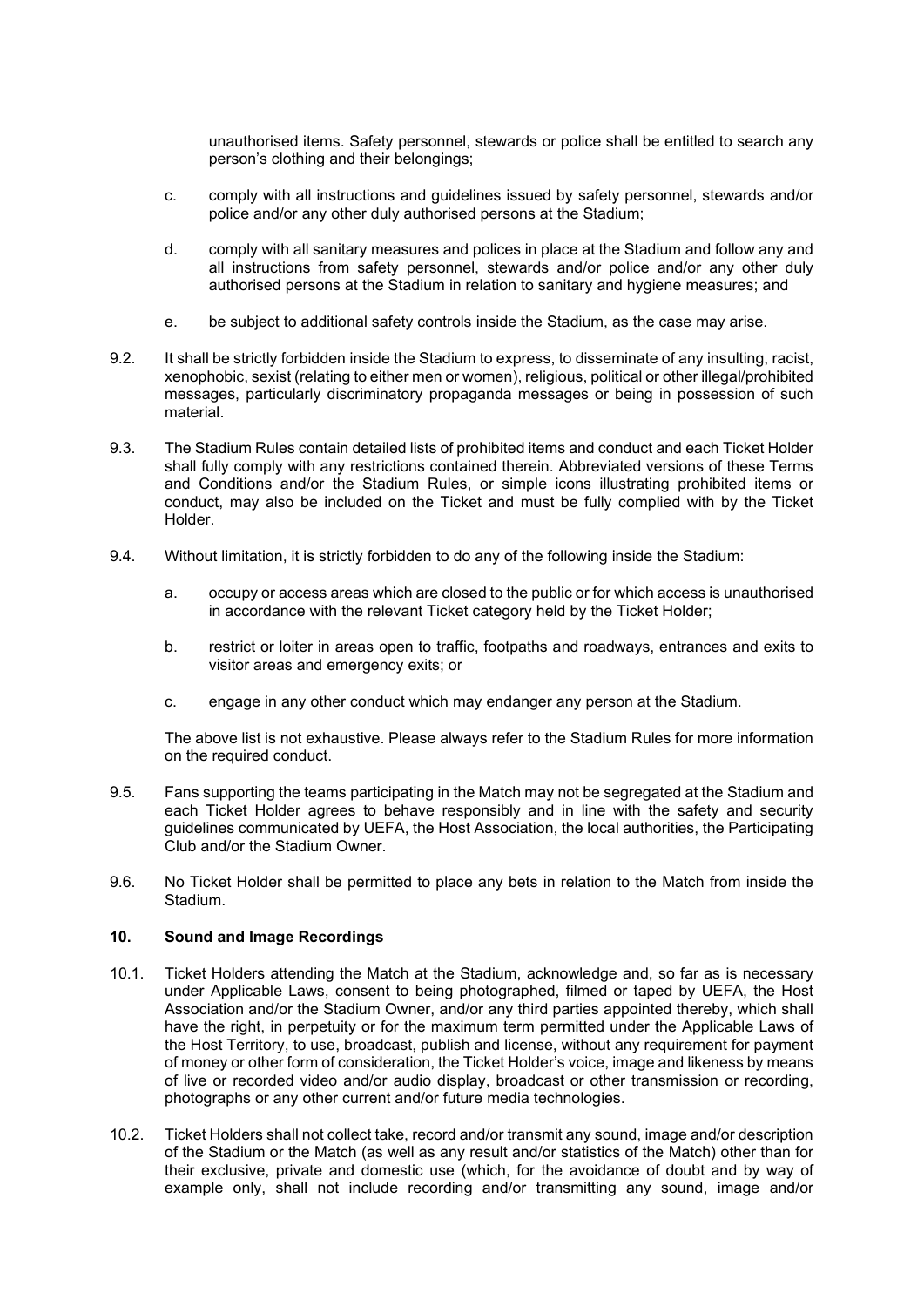unauthorised items. Safety personnel, stewards or police shall be entitled to search any person's clothing and their belongings;

c. comply with all instructions and guidelines issued by safety personnel, stewards and/or police and/or any other duly authorised persons at the Stadium;

d. comply with all sanitary measures and polices in place at the Stadium and follow any and all instructions from safety personnel, stewards and/or police and/or any other duly authorised persons at the Stadium in relation to sanitary and hygiene measures; and

e. be subject to additional safety controls inside the Stadium, as the case may arise.

9.2. It shall be strictly forbidden inside the Stadium to express, to disseminate of any insulting, racist, xenophobic, sexist (relating to either men or women), religious, political or other illegal/prohibited messages, particularly discriminatory propaganda messages or being in possession of such material.

9.3. The Stadium Rules contain detailed lists of prohibited items and conduct and each Ticket Holder shall fully comply with any restrictions contained therein. Abbreviated versions of these Terms and Conditions and/or the Stadium Rules, or simple icons illustrating prohibited items or conduct, may also be included on the Ticket and must be fully complied with by the Ticket Holder.

9.4. Without limitation, it is strictly forbidden to do any of the following inside the Stadium:

a. occupy or access areas which are closed to the public or for which access is unauthorised in accordance with the relevant Ticket category held by the Ticket Holder;

b. restrict or loiter in areas open to traffic, footpaths and roadways, entrances and exits to visitor areas and emergency exits; or

c. engage in any other conduct which may endanger any person at the Stadium.

The above list is not exhaustive. Please always refer to the Stadium Rules for more information on the required conduct.

9.5. Fans supporting the teams participating in the Match may not be segregated at the Stadium and each Ticket Holder agrees to behave responsibly and in line with the safety and security guidelines communicated by UEFA, the Host Association, the local authorities, the Participating Club and/or the Stadium Owner.

9.6. No Ticket Holder shall be permitted to place any bets in relation to the Match from inside the Stadium.

## 10. Sound and Image Recordings

10.1. Ticket Holders attending the Match at the Stadium, acknowledge and, so far as is necessary under Applicable Laws, consent to being photographed, filmed or taped by UEFA, the Host Association and/or the Stadium Owner, and/or any third parties appointed thereby, which shall have the right, in perpetuity or for the maximum term permitted under the Applicable Laws of the Host Territory, to use, broadcast, publish and license, without any requirement for payment of money or other form of consideration, the Ticket Holder's voice, image and likeness by means of live or recorded video and/or audio display, broadcast or other transmission or recording, photographs or any other current and/or future media technologies.

10.2. Ticket Holders shall not collect take, record and/or transmit any sound, image and/or description of the Stadium or the Match (as well as any result and/or statistics of the Match) other than for their exclusive, private and domestic use (which, for the avoidance of doubt and by way of example only, shall not include recording and/or transmitting any sound, image and/or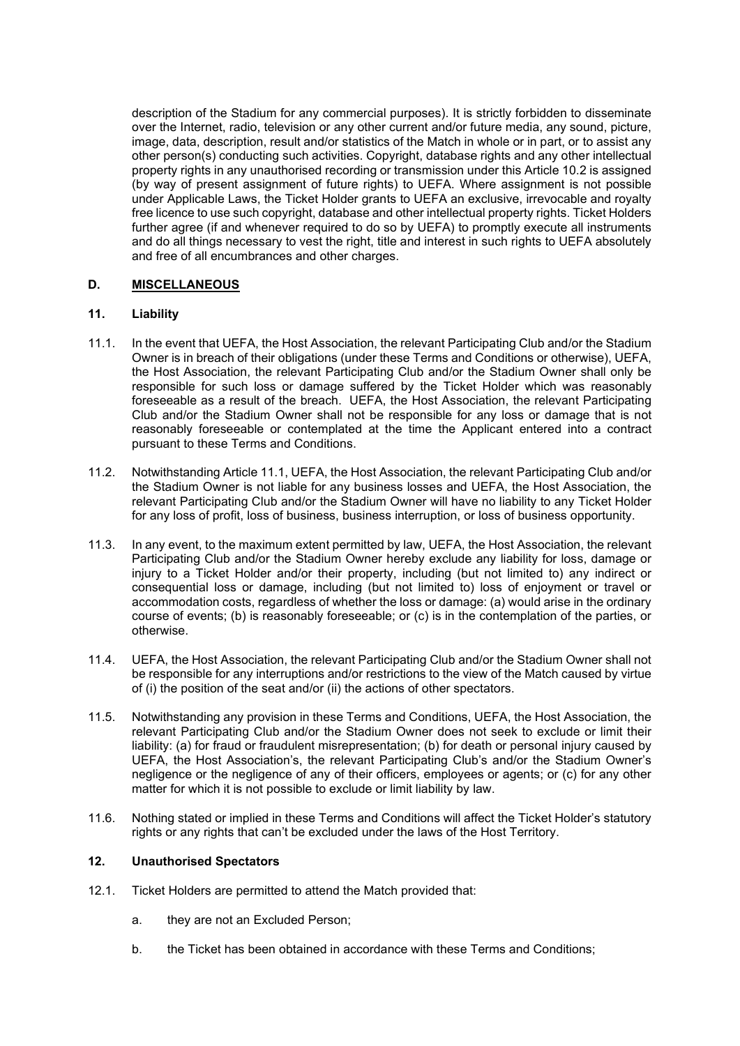description of the Stadium for any commercial purposes). It is strictly forbidden to disseminate over the Internet, radio, television or any other current and/or future media, any sound, picture, image, data, description, result and/or statistics of the Match in whole or in part, or to assist any other person(s) conducting such activities. Copyright, database rights and any other intellectual property rights in any unauthorised recording or transmission under this Article 10.2 is assigned (by way of present assignment of future rights) to UEFA. Where assignment is not possible under Applicable Laws, the Ticket Holder grants to UEFA an exclusive, irrevocable and royalty free licence to use such copyright, database and other intellectual property rights. Ticket Holders further agree (if and whenever required to do so by UEFA) to promptly execute all instruments and do all things necessary to vest the right, title and interest in such rights to UEFA absolutely and free of all encumbrances and other charges.

## D. MISCELLANEOUS

### 11. Liability

11.1. In the event that UEFA, the Host Association, the relevant Participating Club and/or the Stadium Owner is in breach of their obligations (under these Terms and Conditions or otherwise), UEFA, the Host Association, the relevant Participating Club and/or the Stadium Owner shall only be responsible for such loss or damage suffered by the Ticket Holder which was reasonably foreseeable as a result of the breach. UEFA, the Host Association, the relevant Participating Club and/or the Stadium Owner shall not be responsible for any loss or damage that is not reasonably foreseeable or contemplated at the time the Applicant entered into a contract pursuant to these Terms and Conditions.

11.2. Notwithstanding Article 11.1, UEFA, the Host Association, the relevant Participating Club and/or the Stadium Owner is not liable for any business losses and UEFA, the Host Association, the relevant Participating Club and/or the Stadium Owner will have no liability to any Ticket Holder for any loss of profit, loss of business, business interruption, or loss of business opportunity.

11.3. In any event, to the maximum extent permitted by law, UEFA, the Host Association, the relevant Participating Club and/or the Stadium Owner hereby exclude any liability for loss, damage or injury to a Ticket Holder and/or their property, including (but not limited to) any indirect or consequential loss or damage, including (but not limited to) loss of enjoyment or travel or accommodation costs, regardless of whether the loss or damage: (a) would arise in the ordinary course of events; (b) is reasonably foreseeable; or (c) is in the contemplation of the parties, or otherwise.

11.4. UEFA, the Host Association, the relevant Participating Club and/or the Stadium Owner shall not be responsible for any interruptions and/or restrictions to the view of the Match caused by virtue of (i) the position of the seat and/or (ii) the actions of other spectators.

11.5. Notwithstanding any provision in these Terms and Conditions, UEFA, the Host Association, the relevant Participating Club and/or the Stadium Owner does not seek to exclude or limit their liability: (a) for fraud or fraudulent misrepresentation; (b) for death or personal injury caused by UEFA, the Host Association's, the relevant Participating Club's and/or the Stadium Owner's negligence or the negligence of any of their officers, employees or agents; or (c) for any other matter for which it is not possible to exclude or limit liability by law.

11.6. Nothing stated or implied in these Terms and Conditions will affect the Ticket Holder's statutory rights or any rights that can't be excluded under the laws of the Host Territory.

### 12. Unauthorised Spectators

12.1. Ticket Holders are permitted to attend the Match provided that:

a. they are not an Excluded Person;

b. the Ticket has been obtained in accordance with these Terms and Conditions;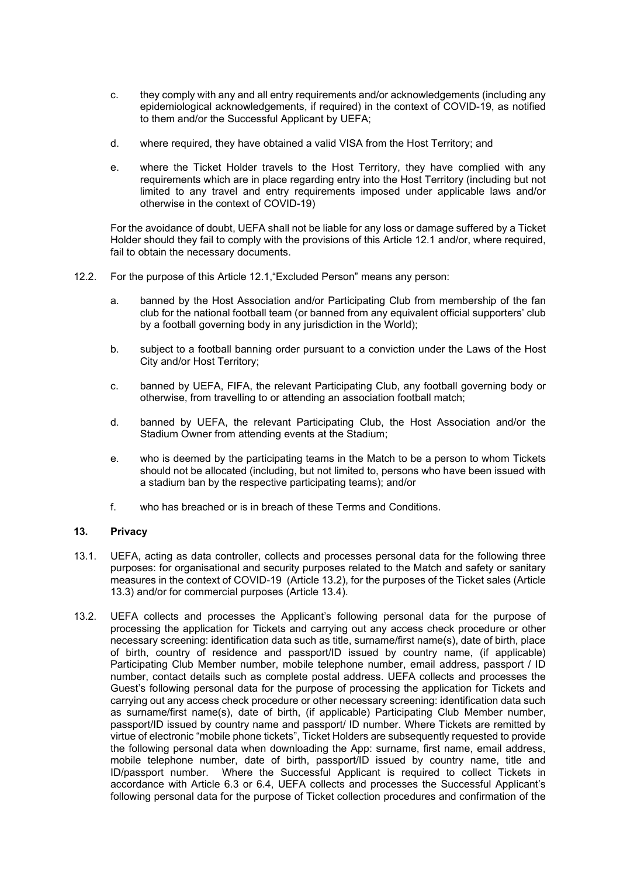c. they comply with any and all entry requirements and/or acknowledgements (including any epidemiological acknowledgements, if required) in the context of COVID-19, as notified to them and/or the Successful Applicant by UEFA;

d. where required, they have obtained a valid VISA from the Host Territory; and

e. where the Ticket Holder travels to the Host Territory, they have complied with any requirements which are in place regarding entry into the Host Territory (including but not limited to any travel and entry requirements imposed under applicable laws and/or otherwise in the context of COVID-19)

For the avoidance of doubt, UEFA shall not be liable for any loss or damage suffered by a Ticket Holder should they fail to comply with the provisions of this Article 12.1 and/or, where required, fail to obtain the necessary documents.

12.2. For the purpose of this Article 12.1,"Excluded Person" means any person:

a. banned by the Host Association and/or Participating Club from membership of the fan club for the national football team (or banned from any equivalent official supporters' club by a football governing body in any jurisdiction in the World);

b. subject to a football banning order pursuant to a conviction under the Laws of the Host City and/or Host Territory;

c. banned by UEFA, FIFA, the relevant Participating Club, any football governing body or otherwise, from travelling to or attending an association football match;

d. banned by UEFA, the relevant Participating Club, the Host Association and/or the Stadium Owner from attending events at the Stadium;

e. who is deemed by the participating teams in the Match to be a person to whom Tickets should not be allocated (including, but not limited to, persons who have been issued with a stadium ban by the respective participating teams); and/or

f. who has breached or is in breach of these Terms and Conditions.

## 13. Privacy

13.1. UEFA, acting as data controller, collects and processes personal data for the following three purposes: for organisational and security purposes related to the Match and safety or sanitary measures in the context of COVID-19 (Article 13.2), for the purposes of the Ticket sales (Article 13.3) and/or for commercial purposes (Article 13.4).

13.2. UEFA collects and processes the Applicant's following personal data for the purpose of processing the application for Tickets and carrying out any access check procedure or other necessary screening: identification data such as title, surname/first name(s), date of birth, place of birth, country of residence and passport/ID issued by country name, (if applicable) Participating Club Member number, mobile telephone number, email address, passport / ID number, contact details such as complete postal address. UEFA collects and processes the Guest's following personal data for the purpose of processing the application for Tickets and carrying out any access check procedure or other necessary screening: identification data such as surname/first name(s), date of birth, (if applicable) Participating Club Member number, passport/ID issued by country name and passport/ ID number. Where Tickets are remitted by virtue of electronic "mobile phone tickets", Ticket Holders are subsequently requested to provide the following personal data when downloading the App: surname, first name, email address, mobile telephone number, date of birth, passport/ID issued by country name, title and ID/passport number. Where the Successful Applicant is required to collect Tickets in accordance with Article 6.3 or 6.4, UEFA collects and processes the Successful Applicant's following personal data for the purpose of Ticket collection procedures and confirmation of the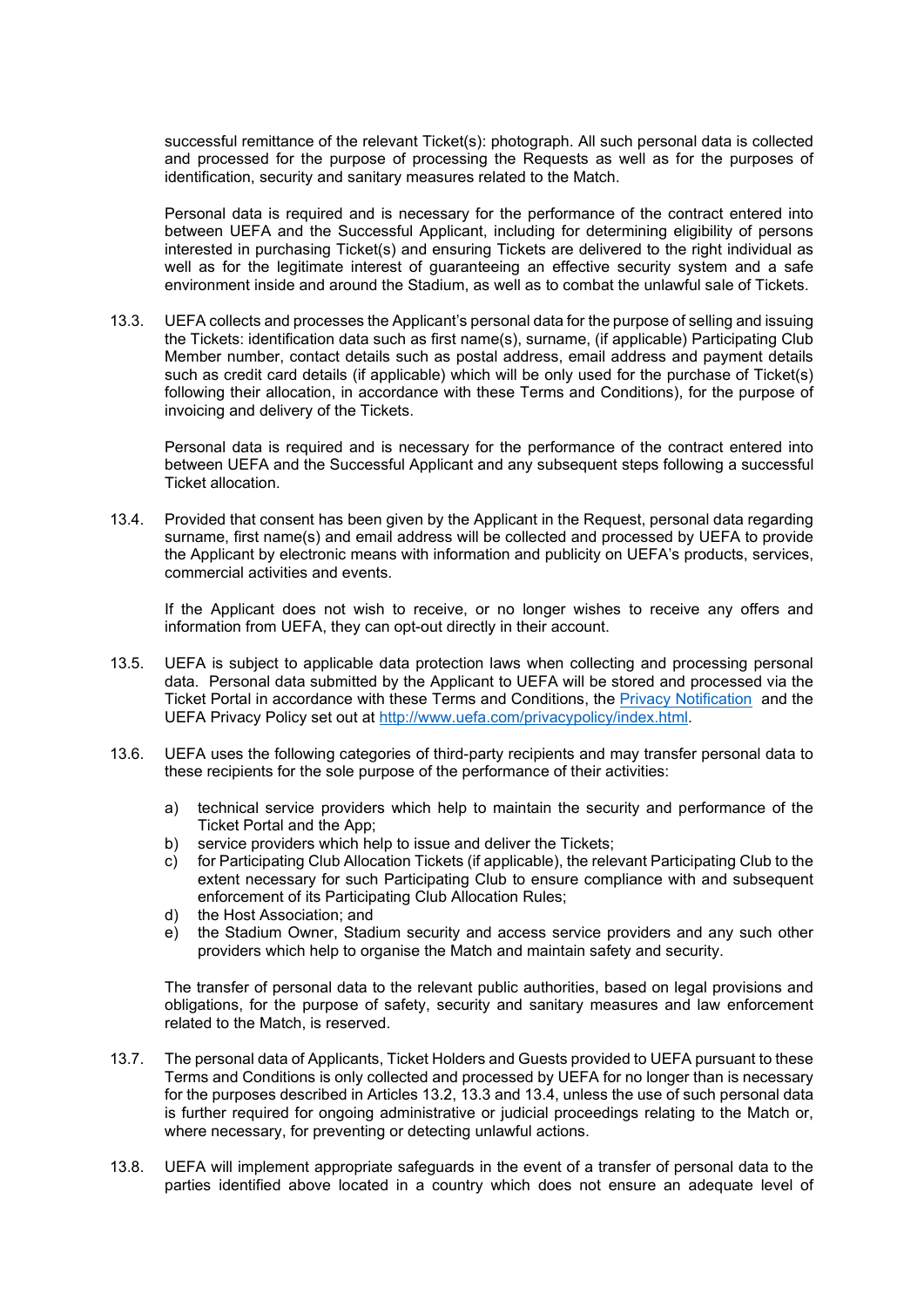successful remittance of the relevant Ticket(s): photograph. All such personal data is collected and processed for the purpose of processing the Requests as well as for the purposes of identification, security and sanitary measures related to the Match.

Personal data is required and is necessary for the performance of the contract entered into between UEFA and the Successful Applicant, including for determining eligibility of persons interested in purchasing Ticket(s) and ensuring Tickets are delivered to the right individual as well as for the legitimate interest of guaranteeing an effective security system and a safe environment inside and around the Stadium, as well as to combat the unlawful sale of Tickets.

13.3. UEFA collects and processes the Applicant's personal data for the purpose of selling and issuing the Tickets: identification data such as first name(s), surname, (if applicable) Participating Club Member number, contact details such as postal address, email address and payment details such as credit card details (if applicable) which will be only used for the purchase of Ticket(s) following their allocation, in accordance with these Terms and Conditions), for the purpose of invoicing and delivery of the Tickets.

Personal data is required and is necessary for the performance of the contract entered into between UEFA and the Successful Applicant and any subsequent steps following a successful Ticket allocation.

13.4. Provided that consent has been given by the Applicant in the Request, personal data regarding surname, first name(s) and email address will be collected and processed by UEFA to provide the Applicant by electronic means with information and publicity on UEFA's products, services, commercial activities and events.

If the Applicant does not wish to receive, or no longer wishes to receive any offers and information from UEFA, they can opt-out directly in their account.

13.5. UEFA is subject to applicable data protection laws when collecting and processing personal data. Personal data submitted by the Applicant to UEFA will be stored and processed via the Ticket Portal in accordance with these Terms and Conditions, the Privacy Notification and the UEFA Privacy Policy set out at http://www.uefa.com/privacypolicy/index.html.

13.6. UEFA uses the following categories of third-party recipients and may transfer personal data to these recipients for the sole purpose of the performance of their activities:

a) technical service providers which help to maintain the security and performance of the Ticket Portal and the App;
b) service providers which help to issue and deliver the Tickets;
c) for Participating Club Allocation Tickets (if applicable), the relevant Participating Club to the extent necessary for such Participating Club to ensure compliance with and subsequent enforcement of its Participating Club Allocation Rules;
d) the Host Association; and
e) the Stadium Owner, Stadium security and access service providers and any such other providers which help to organise the Match and maintain safety and security.

The transfer of personal data to the relevant public authorities, based on legal provisions and obligations, for the purpose of safety, security and sanitary measures and law enforcement related to the Match, is reserved.

13.7. The personal data of Applicants, Ticket Holders and Guests provided to UEFA pursuant to these Terms and Conditions is only collected and processed by UEFA for no longer than is necessary for the purposes described in Articles 13.2, 13.3 and 13.4, unless the use of such personal data is further required for ongoing administrative or judicial proceedings relating to the Match or, where necessary, for preventing or detecting unlawful actions.

13.8. UEFA will implement appropriate safeguards in the event of a transfer of personal data to the parties identified above located in a country which does not ensure an adequate level of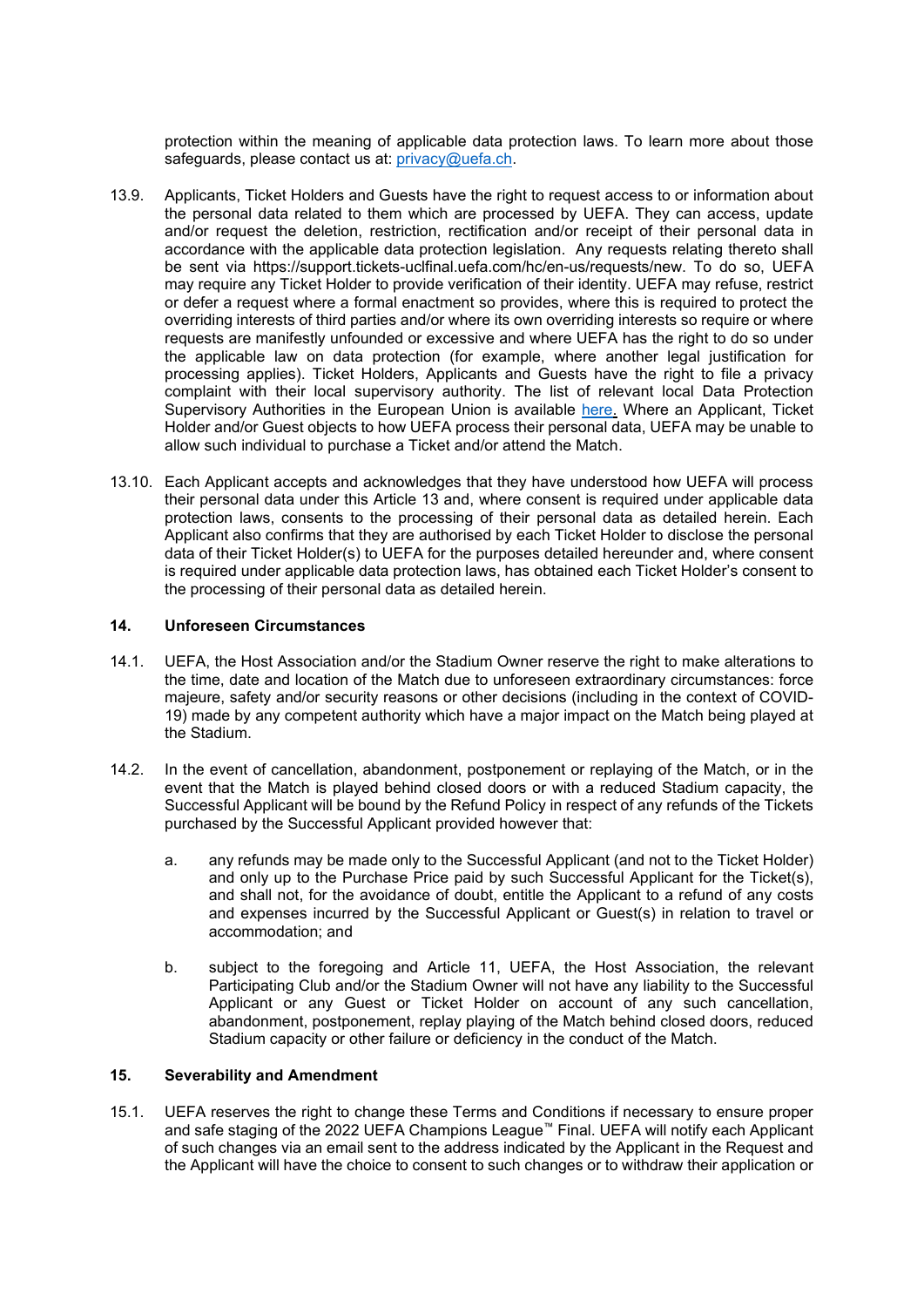protection within the meaning of applicable data protection laws. To learn more about those safeguards, please contact us at: [privacy@uefa.ch](mailto:privacy@uefa.ch).

13.9. Applicants, Ticket Holders and Guests have the right to request access to or information about the personal data related to them which are processed by UEFA. They can access, update and/or request the deletion, restriction, rectification and/or receipt of their personal data in accordance with the applicable data protection legislation. Any requests relating thereto shall be sent via https://support.tickets-uclfinal.uefa.com/hc/en-us/requests/new. To do so, UEFA may require any Ticket Holder to provide verification of their identity. UEFA may refuse, restrict or defer a request where a formal enactment so provides, where this is required to protect the overriding interests of third parties and/or where its own overriding interests so require or where requests are manifestly unfounded or excessive and where UEFA has the right to do so under the applicable law on data protection (for example, where another legal justification for processing applies). Ticket Holders, Applicants and Guests have the right to file a privacy complaint with their local supervisory authority. The list of relevant local Data Protection Supervisory Authorities in the European Union is available here. Where an Applicant, Ticket Holder and/or Guest objects to how UEFA process their personal data, UEFA may be unable to allow such individual to purchase a Ticket and/or attend the Match.

13.10. Each Applicant accepts and acknowledges that they have understood how UEFA will process their personal data under this Article 13 and, where consent is required under applicable data protection laws, consents to the processing of their personal data as detailed herein. Each Applicant also confirms that they are authorised by each Ticket Holder to disclose the personal data of their Ticket Holder(s) to UEFA for the purposes detailed hereunder and, where consent is required under applicable data protection laws, has obtained each Ticket Holder's consent to the processing of their personal data as detailed herein.

## 14. Unforeseen Circumstances

14.1. UEFA, the Host Association and/or the Stadium Owner reserve the right to make alterations to the time, date and location of the Match due to unforeseen extraordinary circumstances: force majeure, safety and/or security reasons or other decisions (including in the context of COVID-19) made by any competent authority which have a major impact on the Match being played at the Stadium.

14.2. In the event of cancellation, abandonment, postponement or replaying of the Match, or in the event that the Match is played behind closed doors or with a reduced Stadium capacity, the Successful Applicant will be bound by the Refund Policy in respect of any refunds of the Tickets purchased by the Successful Applicant provided however that:

a. any refunds may be made only to the Successful Applicant (and not to the Ticket Holder) and only up to the Purchase Price paid by such Successful Applicant for the Ticket(s), and shall not, for the avoidance of doubt, entitle the Applicant to a refund of any costs and expenses incurred by the Successful Applicant or Guest(s) in relation to travel or accommodation; and

b. subject to the foregoing and Article 11, UEFA, the Host Association, the relevant Participating Club and/or the Stadium Owner will not have any liability to the Successful Applicant or any Guest or Ticket Holder on account of any such cancellation, abandonment, postponement, replay playing of the Match behind closed doors, reduced Stadium capacity or other failure or deficiency in the conduct of the Match.

## 15. Severability and Amendment

15.1. UEFA reserves the right to change these Terms and Conditions if necessary to ensure proper and safe staging of the 2022 UEFA Champions League™ Final. UEFA will notify each Applicant of such changes via an email sent to the address indicated by the Applicant in the Request and the Applicant will have the choice to consent to such changes or to withdraw their application or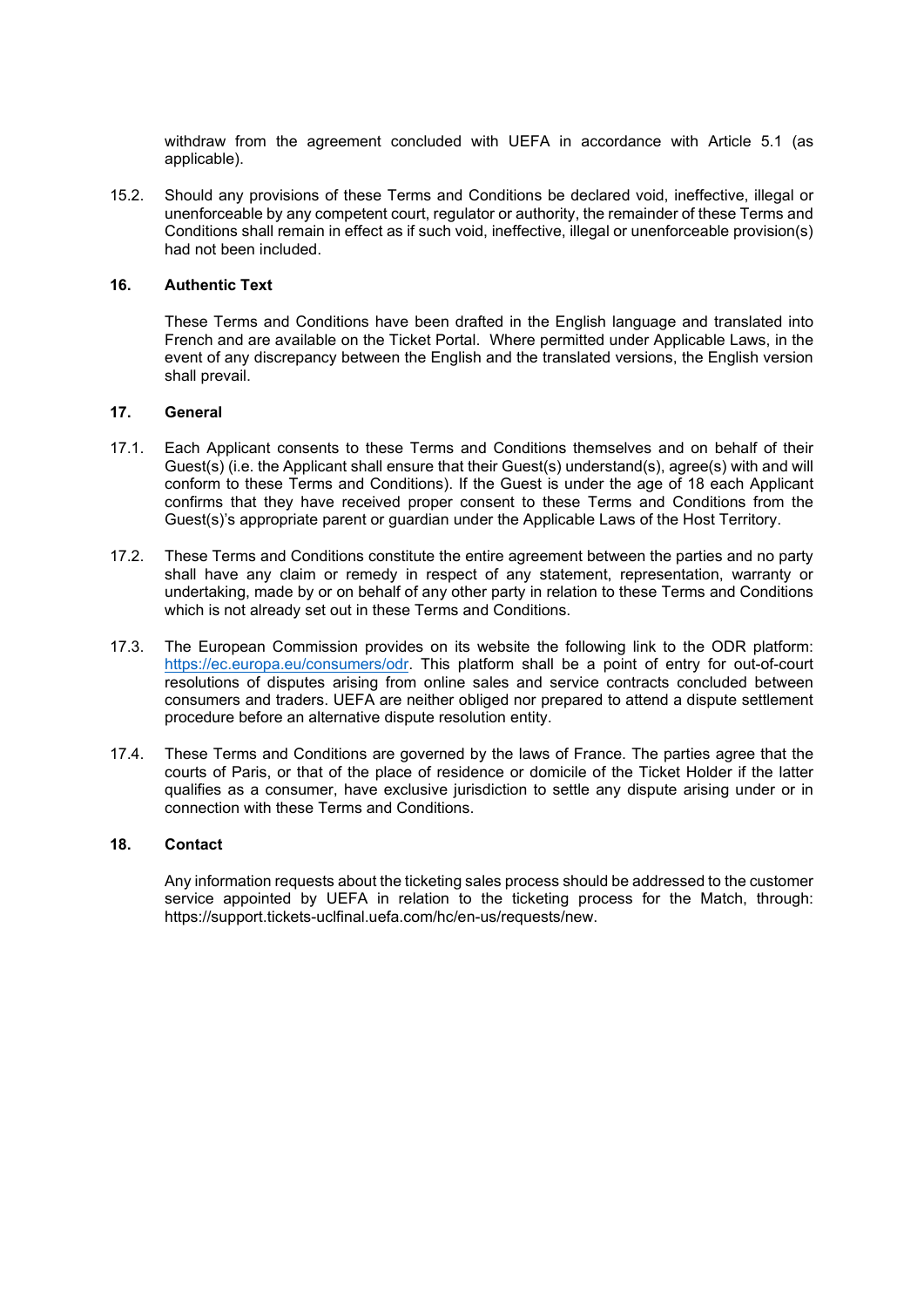withdraw from the agreement concluded with UEFA in accordance with Article 5.1 (as applicable).

15.2. Should any provisions of these Terms and Conditions be declared void, ineffective, illegal or unenforceable by any competent court, regulator or authority, the remainder of these Terms and Conditions shall remain in effect as if such void, ineffective, illegal or unenforceable provision(s) had not been included.

## 16. Authentic Text

These Terms and Conditions have been drafted in the English language and translated into French and are available on the Ticket Portal. Where permitted under Applicable Laws, in the event of any discrepancy between the English and the translated versions, the English version shall prevail.

## 17. General

17.1. Each Applicant consents to these Terms and Conditions themselves and on behalf of their Guest(s) (i.e. the Applicant shall ensure that their Guest(s) understand(s), agree(s) with and will conform to these Terms and Conditions). If the Guest is under the age of 18 each Applicant confirms that they have received proper consent to these Terms and Conditions from the Guest(s)'s appropriate parent or guardian under the Applicable Laws of the Host Territory.

17.2. These Terms and Conditions constitute the entire agreement between the parties and no party shall have any claim or remedy in respect of any statement, representation, warranty or undertaking, made by or on behalf of any other party in relation to these Terms and Conditions which is not already set out in these Terms and Conditions.

17.3. The European Commission provides on its website the following link to the ODR platform: https://ec.europa.eu/consumers/odr. This platform shall be a point of entry for out-of-court resolutions of disputes arising from online sales and service contracts concluded between consumers and traders. UEFA are neither obliged nor prepared to attend a dispute settlement procedure before an alternative dispute resolution entity.

17.4. These Terms and Conditions are governed by the laws of France. The parties agree that the courts of Paris, or that of the place of residence or domicile of the Ticket Holder if the latter qualifies as a consumer, have exclusive jurisdiction to settle any dispute arising under or in connection with these Terms and Conditions.

## 18. Contact

Any information requests about the ticketing sales process should be addressed to the customer service appointed by UEFA in relation to the ticketing process for the Match, through: https://support.tickets-uclfinal.uefa.com/hc/en-us/requests/new.